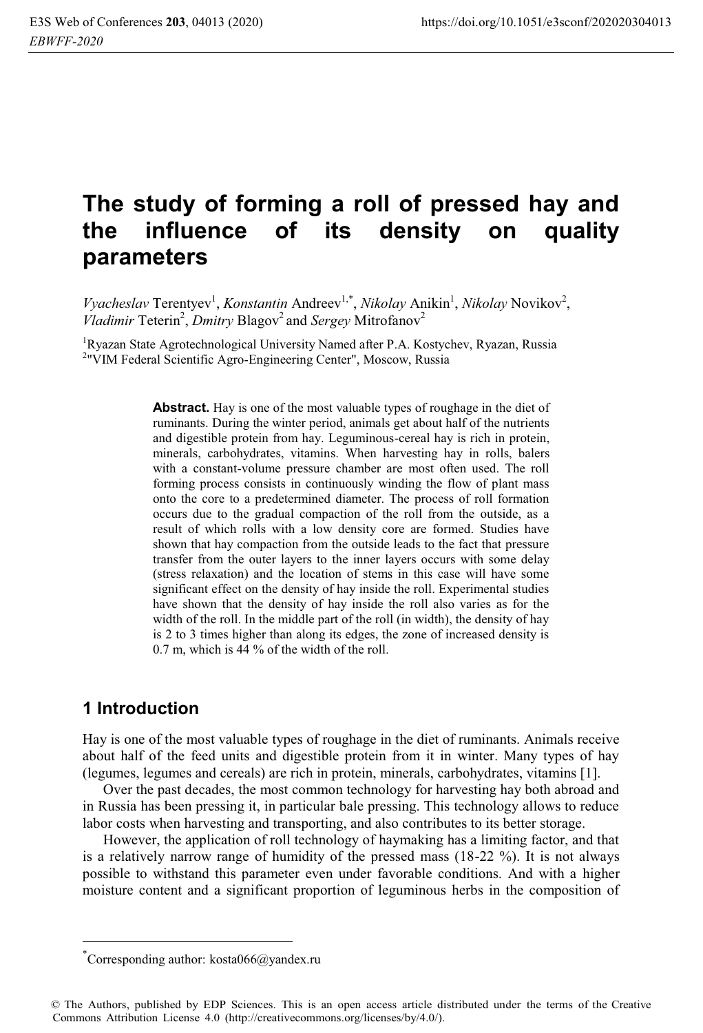# The study of forming a roll of pressed hay and the influence of its density on quality parameters

*Vyacheslav* Terentyev[1], *Konstantin* Andreev[1,*], *Nikolay* Anikin[1], *Nikolay* Novikov[2], *Vladimir* Teterin[2], *Dmitry* Blagov[2] and *Sergey* Mitrofanov[2]

[1]Ryazan State Agrotechnological University Named after P.A. Kostychev, Ryazan, Russia
[2]"VIM Federal Scientific Agro-Engineering Center", Moscow, Russia

**Abstract.** Hay is one of the most valuable types of roughage in the diet of ruminants. During the winter period, animals get about half of the nutrients and digestible protein from hay. Leguminous-cereal hay is rich in protein, minerals, carbohydrates, vitamins. When harvesting hay in rolls, balers with a constant-volume pressure chamber are most often used. The roll forming process consists in continuously winding the flow of plant mass onto the core to a predetermined diameter. The process of roll formation occurs due to the gradual compaction of the roll from the outside, as a result of which rolls with a low density core are formed. Studies have shown that hay compaction from the outside leads to the fact that pressure transfer from the outer layers to the inner layers occurs with some delay (stress relaxation) and the location of stems in this case will have some significant effect on the density of hay inside the roll. Experimental studies have shown that the density of hay inside the roll also varies as for the width of the roll. In the middle part of the roll (in width), the density of hay is 2 to 3 times higher than along its edges, the zone of increased density is 0.7 m, which is 44 % of the width of the roll.

## 1 Introduction

Hay is one of the most valuable types of roughage in the diet of ruminants. Animals receive about half of the feed units and digestible protein from it in winter. Many types of hay (legumes, legumes and cereals) are rich in protein, minerals, carbohydrates, vitamins [1].

Over the past decades, the most common technology for harvesting hay both abroad and in Russia has been pressing it, in particular bale pressing. This technology allows to reduce labor costs when harvesting and transporting, and also contributes to its better storage.

However, the application of roll technology of haymaking has a limiting factor, and that is a relatively narrow range of humidity of the pressed mass (18-22 %). It is not always possible to withstand this parameter even under favorable conditions. And with a higher moisture content and a significant proportion of leguminous herbs in the composition of

---

[*]Corresponding author: kosta066@yandex.ru

© The Authors, published by EDP Sciences. This is an open access article distributed under the terms of the Creative Commons Attribution License 4.0 (http://creativecommons.org/licenses/by/4.0/).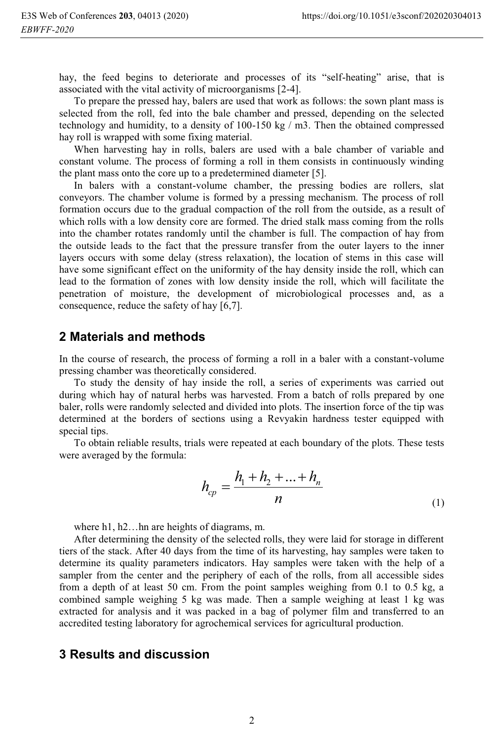hay, the feed begins to deteriorate and processes of its "self-heating" arise, that is associated with the vital activity of microorganisms [2-4].

To prepare the pressed hay, balers are used that work as follows: the sown plant mass is selected from the roll, fed into the bale chamber and pressed, depending on the selected technology and humidity, to a density of 100-150 kg / m3. Then the obtained compressed hay roll is wrapped with some fixing material.

When harvesting hay in rolls, balers are used with a bale chamber of variable and constant volume. The process of forming a roll in them consists in continuously winding the plant mass onto the core up to a predetermined diameter [5].

In balers with a constant-volume chamber, the pressing bodies are rollers, slat conveyors. The chamber volume is formed by a pressing mechanism. The process of roll formation occurs due to the gradual compaction of the roll from the outside, as a result of which rolls with a low density core are formed. The dried stalk mass coming from the rolls into the chamber rotates randomly until the chamber is full. The compaction of hay from the outside leads to the fact that the pressure transfer from the outer layers to the inner layers occurs with some delay (stress relaxation), the location of stems in this case will have some significant effect on the uniformity of the hay density inside the roll, which can lead to the formation of zones with low density inside the roll, which will facilitate the penetration of moisture, the development of microbiological processes and, as a consequence, reduce the safety of hay [6,7].

## 2 Materials and methods

In the course of research, the process of forming a roll in a baler with a constant-volume pressing chamber was theoretically considered.

To study the density of hay inside the roll, a series of experiments was carried out during which hay of natural herbs was harvested. From a batch of rolls prepared by one baler, rolls were randomly selected and divided into plots. The insertion force of the tip was determined at the borders of sections using a Revyakin hardness tester equipped with special tips.

To obtain reliable results, trials were repeated at each boundary of the plots. These tests were averaged by the formula:

$$h_{cp} = \frac{h_1 + h_2 + ... + h_n}{n} \tag{1}$$

where h1, h2…hn are heights of diagrams, m.

After determining the density of the selected rolls, they were laid for storage in different tiers of the stack. After 40 days from the time of its harvesting, hay samples were taken to determine its quality parameters indicators. Hay samples were taken with the help of a sampler from the center and the periphery of each of the rolls, from all accessible sides from a depth of at least 50 cm. From the point samples weighing from 0.1 to 0.5 kg, a combined sample weighing 5 kg was made. Then a sample weighing at least 1 kg was extracted for analysis and it was packed in a bag of polymer film and transferred to an accredited testing laboratory for agrochemical services for agricultural production.

## 3 Results and discussion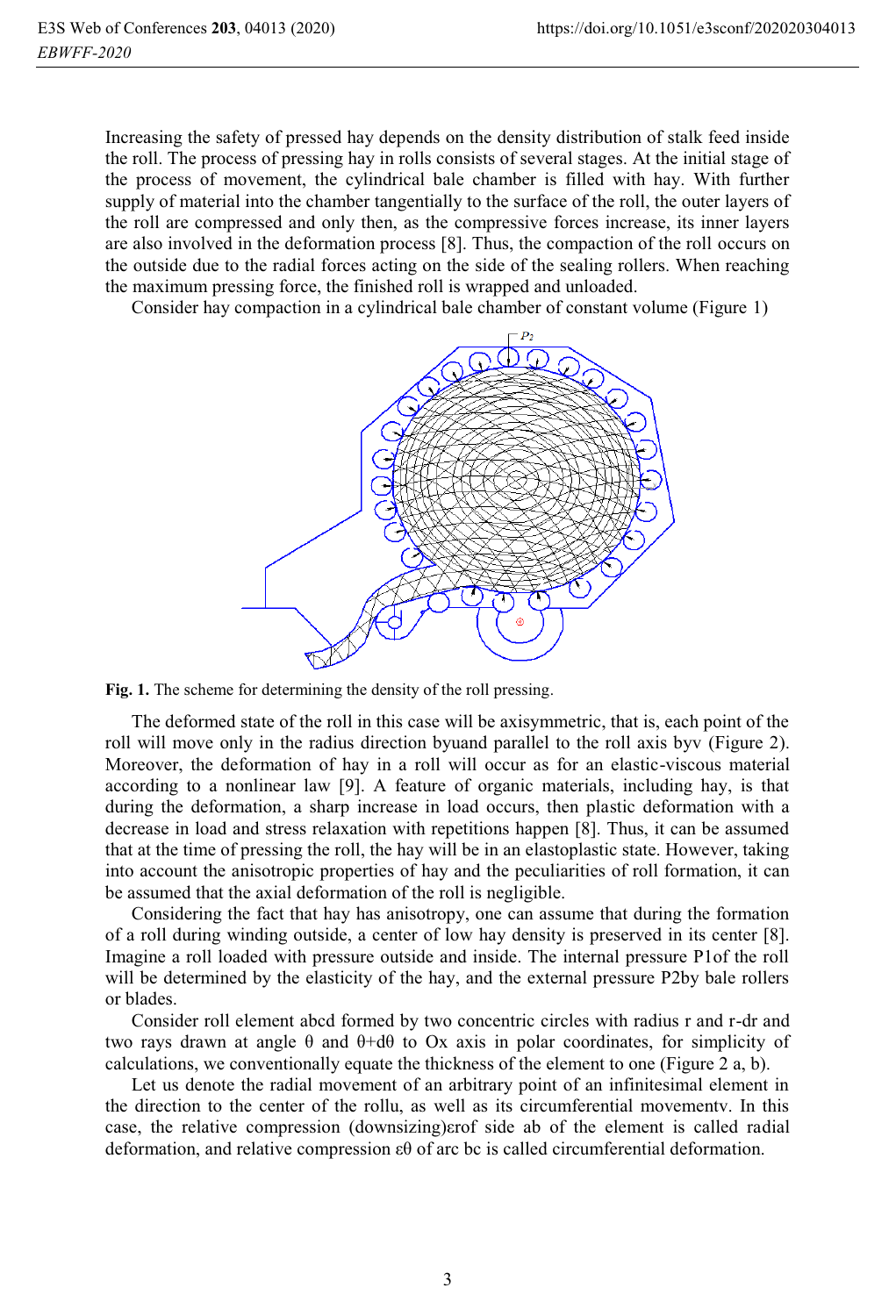Increasing the safety of pressed hay depends on the density distribution of stalk feed inside the roll. The process of pressing hay in rolls consists of several stages. At the initial stage of the process of movement, the cylindrical bale chamber is filled with hay. With further supply of material into the chamber tangentially to the surface of the roll, the outer layers of the roll are compressed and only then, as the compressive forces increase, its inner layers are also involved in the deformation process [8]. Thus, the compaction of the roll occurs on the outside due to the radial forces acting on the side of the sealing rollers. When reaching the maximum pressing force, the finished roll is wrapped and unloaded.

Consider hay compaction in a cylindrical bale chamber of constant volume (Figure 1)

**Fig. 1.** The scheme for determining the density of the roll pressing.

The deformed state of the roll in this case will be axisymmetric, that is, each point of the roll will move only in the radius direction byuand parallel to the roll axis byv (Figure 2). Moreover, the deformation of hay in a roll will occur as for an elastic-viscous material according to a nonlinear law [9]. A feature of organic materials, including hay, is that during the deformation, a sharp increase in load occurs, then plastic deformation with a decrease in load and stress relaxation with repetitions happen [8]. Thus, it can be assumed that at the time of pressing the roll, the hay will be in an elastoplastic state. However, taking into account the anisotropic properties of hay and the peculiarities of roll formation, it can be assumed that the axial deformation of the roll is negligible.

Considering the fact that hay has anisotropy, one can assume that during the formation of a roll during winding outside, a center of low hay density is preserved in its center [8]. Imagine a roll loaded with pressure outside and inside. The internal pressure P1of the roll will be determined by the elasticity of the hay, and the external pressure P2by bale rollers or blades.

Consider roll element abcd formed by two concentric circles with radius r and r-dr and two rays drawn at angle θ and θ+dθ to Ox axis in polar coordinates, for simplicity of calculations, we conventionally equate the thickness of the element to one (Figure 2 a, b).

Let us denote the radial movement of an arbitrary point of an infinitesimal element in the direction to the center of the rollu, as well as its circumferential movementv. In this case, the relative compression (downsizing)εrof side ab of the element is called radial deformation, and relative compression εθ of arc bc is called circumferential deformation.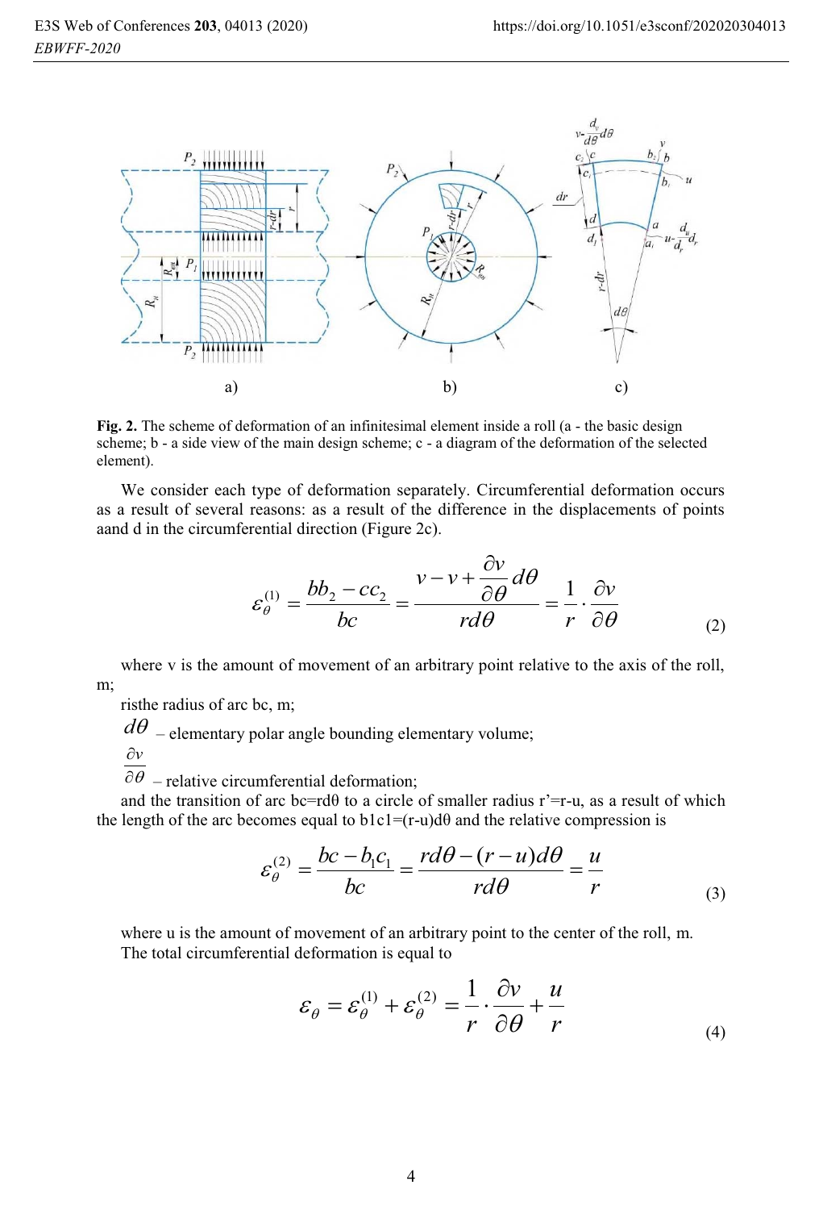**Fig. 2.** The scheme of deformation of an infinitesimal element inside a roll (a - the basic design scheme; b - a side view of the main design scheme; c - a diagram of the deformation of the selected element).

We consider each type of deformation separately. Circumferential deformation occurs as a result of several reasons: as a result of the difference in the displacements of points aand d in the circumferential direction (Figure 2c).

$$\varepsilon_{\theta}^{(1)} = \frac{bb_2 - cc_2}{bc} = \frac{v - v + \dfrac{\partial v}{\partial \theta} d\theta}{r d\theta} = \frac{1}{r} \cdot \frac{\partial v}{\partial \theta} \tag{2}$$

where v is the amount of movement of an arbitrary point relative to the axis of the roll, m;

risthe radius of arc bc, m;

$d\theta$ – elementary polar angle bounding elementary volume;

$\frac{\partial v}{\partial \theta}$ – relative circumferential deformation;

and the transition of arc bc=rdθ to a circle of smaller radius r'=r-u, as a result of which the length of the arc becomes equal to b1c1=(r-u)dθ and the relative compression is

$$\varepsilon_{\theta}^{(2)} = \frac{bc - b_1 c_1}{bc} = \frac{r d\theta - (r - u) d\theta}{r d\theta} = \frac{u}{r} \tag{3}$$

where u is the amount of movement of an arbitrary point to the center of the roll, m.

The total circumferential deformation is equal to

$$\varepsilon_{\theta} = \varepsilon_{\theta}^{(1)} + \varepsilon_{\theta}^{(2)} = \frac{1}{r} \cdot \frac{\partial v}{\partial \theta} + \frac{u}{r} \tag{4}$$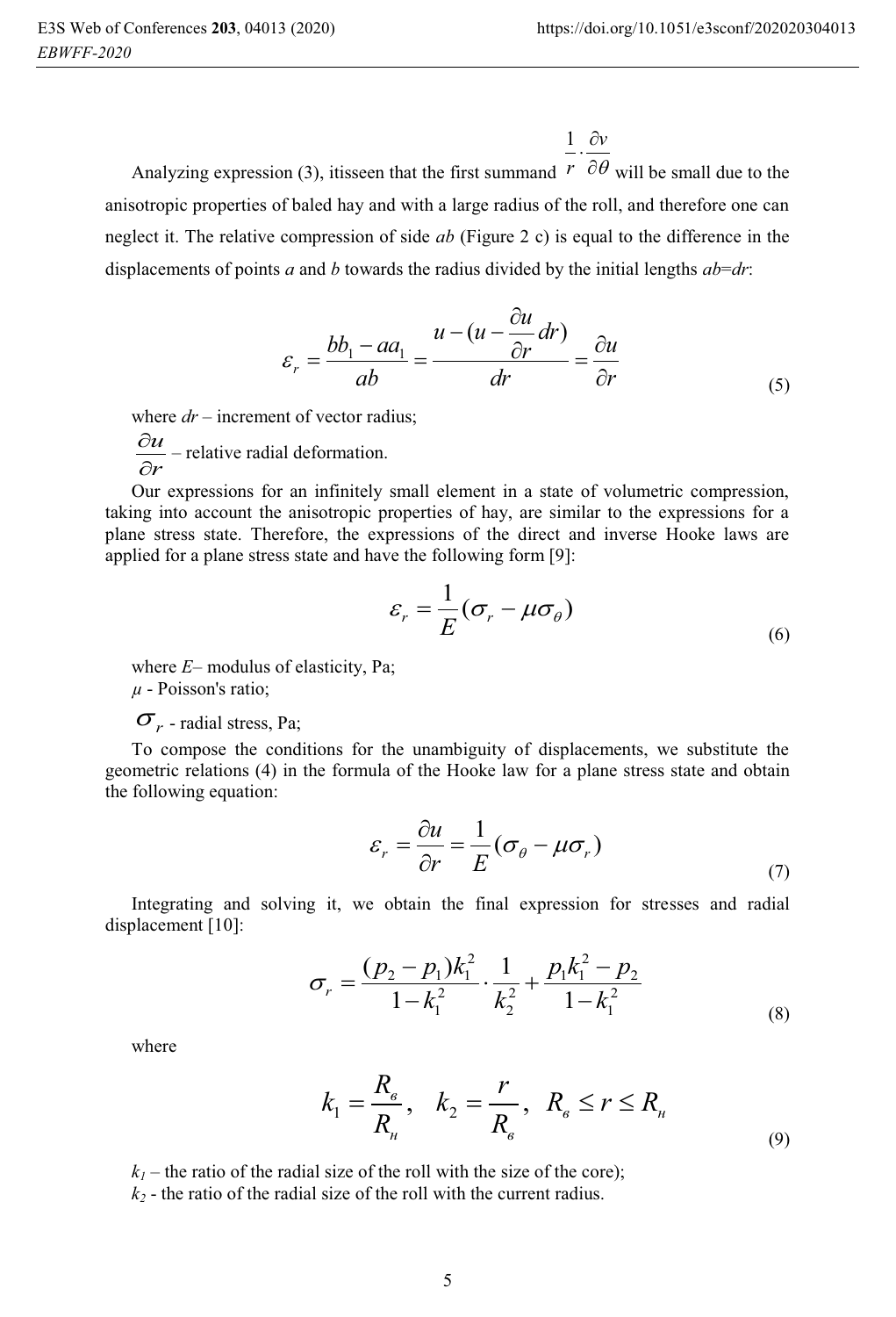Analyzing expression (3), itisseen that the first summand $\frac{1}{r} \cdot \frac{\partial v}{\partial \theta}$ will be small due to the anisotropic properties of baled hay and with a large radius of the roll, and therefore one can neglect it. The relative compression of side *ab* (Figure 2 c) is equal to the difference in the displacements of points *a* and *b* towards the radius divided by the initial lengths *ab*=*dr*:

$$\varepsilon_r = \frac{bb_1 - aa_1}{ab} = \frac{u - (u - \frac{\partial u}{\partial r}dr)}{dr} = \frac{\partial u}{\partial r} \tag{5}$$

where *dr* – increment of vector radius;

$\frac{\partial u}{\partial r}$ – relative radial deformation.

Our expressions for an infinitely small element in a state of volumetric compression, taking into account the anisotropic properties of hay, are similar to the expressions for a plane stress state. Therefore, the expressions of the direct and inverse Hooke laws are applied for a plane stress state and have the following form [9]:

$$\varepsilon_r = \frac{1}{E}(\sigma_r - \mu\sigma_\theta) \tag{6}$$

where *E*– modulus of elasticity, Pa;

*μ* - Poisson's ratio;

$\sigma_r$ - radial stress, Pa;

To compose the conditions for the unambiguity of displacements, we substitute the geometric relations (4) in the formula of the Hooke law for a plane stress state and obtain the following equation:

$$\varepsilon_r = \frac{\partial u}{\partial r} = \frac{1}{E}(\sigma_\theta - \mu\sigma_r) \tag{7}$$

Integrating and solving it, we obtain the final expression for stresses and radial displacement [10]:

$$\sigma_r = \frac{(p_2 - p_1)k_1^2}{1 - k_1^2} \cdot \frac{1}{k_2^2} + \frac{p_1 k_1^2 - p_2}{1 - k_1^2} \tag{8}$$

where

$$k_1 = \frac{R_в}{R_н}, \quad k_2 = \frac{r}{R_в}, \quad R_в \leq r \leq R_н \tag{9}$$

$k_1$ – the ratio of the radial size of the roll with the size of the core);

$k_2$ - the ratio of the radial size of the roll with the current radius.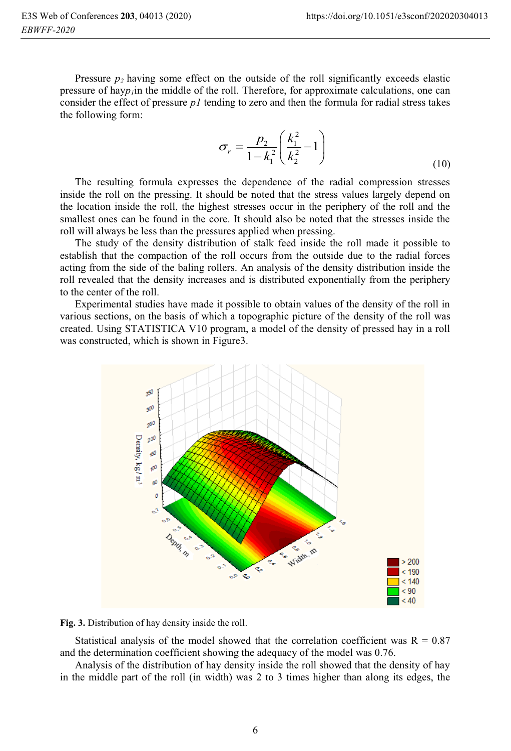Pressure $p_2$ having some effect on the outside of the roll significantly exceeds elastic pressure of hay$p_1$in the middle of the roll. Therefore, for approximate calculations, one can consider the effect of pressure $p1$ tending to zero and then the formula for radial stress takes the following form:

$$\sigma_r = \frac{p_2}{1-k_1^2}\left(\frac{k_1^2}{k_2^2}-1\right) \tag{10}$$

The resulting formula expresses the dependence of the radial compression stresses inside the roll on the pressing. It should be noted that the stress values largely depend on the location inside the roll, the highest stresses occur in the periphery of the roll and the smallest ones can be found in the core. It should also be noted that the stresses inside the roll will always be less than the pressures applied when pressing.

The study of the density distribution of stalk feed inside the roll made it possible to establish that the compaction of the roll occurs from the outside due to the radial forces acting from the side of the baling rollers. An analysis of the density distribution inside the roll revealed that the density increases and is distributed exponentially from the periphery to the center of the roll.

Experimental studies have made it possible to obtain values of the density of the roll in various sections, on the basis of which a topographic picture of the density of the roll was created. Using STATISTICA V10 program, a model of the density of pressed hay in a roll was constructed, which is shown in Figure3.

**Fig. 3.** Distribution of hay density inside the roll.

Statistical analysis of the model showed that the correlation coefficient was R = 0.87 and the determination coefficient showing the adequacy of the model was 0.76.

Analysis of the distribution of hay density inside the roll showed that the density of hay in the middle part of the roll (in width) was 2 to 3 times higher than along its edges, the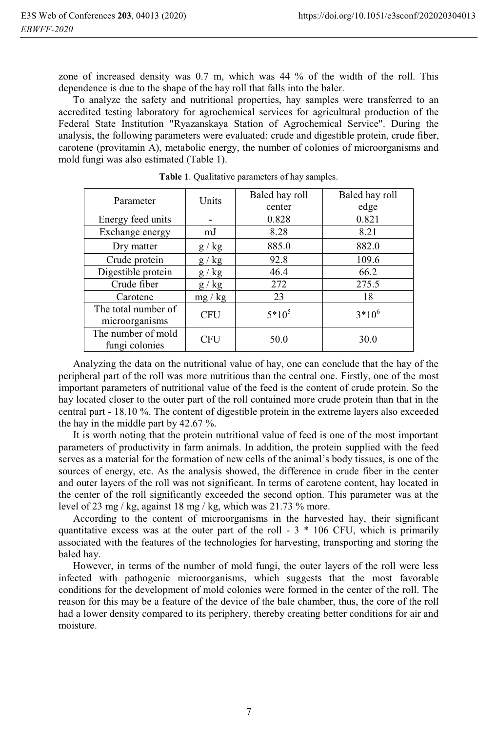zone of increased density was 0.7 m, which was 44 % of the width of the roll. This dependence is due to the shape of the hay roll that falls into the baler.

To analyze the safety and nutritional properties, hay samples were transferred to an accredited testing laboratory for agrochemical services for agricultural production of the Federal State Institution "Ryazanskaya Station of Agrochemical Service". During the analysis, the following parameters were evaluated: crude and digestible protein, crude fiber, carotene (provitamin A), metabolic energy, the number of colonies of microorganisms and mold fungi was also estimated (Table 1).

**Table 1**. Qualitative parameters of hay samples.

| Parameter | Units | Baled hay roll center | Baled hay roll edge |
|---|---|---|---|
| Energy feed units | - | 0.828 | 0.821 |
| Exchange energy | mJ | 8.28 | 8.21 |
| Dry matter | g / kg | 885.0 | 882.0 |
| Crude protein | g / kg | 92.8 | 109.6 |
| Digestible protein | g / kg | 46.4 | 66.2 |
| Crude fiber | g / kg | 272 | 275.5 |
| Carotene | mg / kg | 23 | 18 |
| The total number of microorganisms | CFU | $5*10^5$ | $3*10^6$ |
| The number of mold fungi colonies | CFU | 50.0 | 30.0 |

Analyzing the data on the nutritional value of hay, one can conclude that the hay of the peripheral part of the roll was more nutritious than the central one. Firstly, one of the most important parameters of nutritional value of the feed is the content of crude protein. So the hay located closer to the outer part of the roll contained more crude protein than that in the central part - 18.10 %. The content of digestible protein in the extreme layers also exceeded the hay in the middle part by 42.67 %.

It is worth noting that the protein nutritional value of feed is one of the most important parameters of productivity in farm animals. In addition, the protein supplied with the feed serves as a material for the formation of new cells of the animal's body tissues, is one of the sources of energy, etc. As the analysis showed, the difference in crude fiber in the center and outer layers of the roll was not significant. In terms of carotene content, hay located in the center of the roll significantly exceeded the second option. This parameter was at the level of 23 mg / kg, against 18 mg / kg, which was 21.73 % more.

According to the content of microorganisms in the harvested hay, their significant quantitative excess was at the outer part of the roll - 3 * 106 CFU, which is primarily associated with the features of the technologies for harvesting, transporting and storing the baled hay.

However, in terms of the number of mold fungi, the outer layers of the roll were less infected with pathogenic microorganisms, which suggests that the most favorable conditions for the development of mold colonies were formed in the center of the roll. The reason for this may be a feature of the device of the bale chamber, thus, the core of the roll had a lower density compared to its periphery, thereby creating better conditions for air and moisture.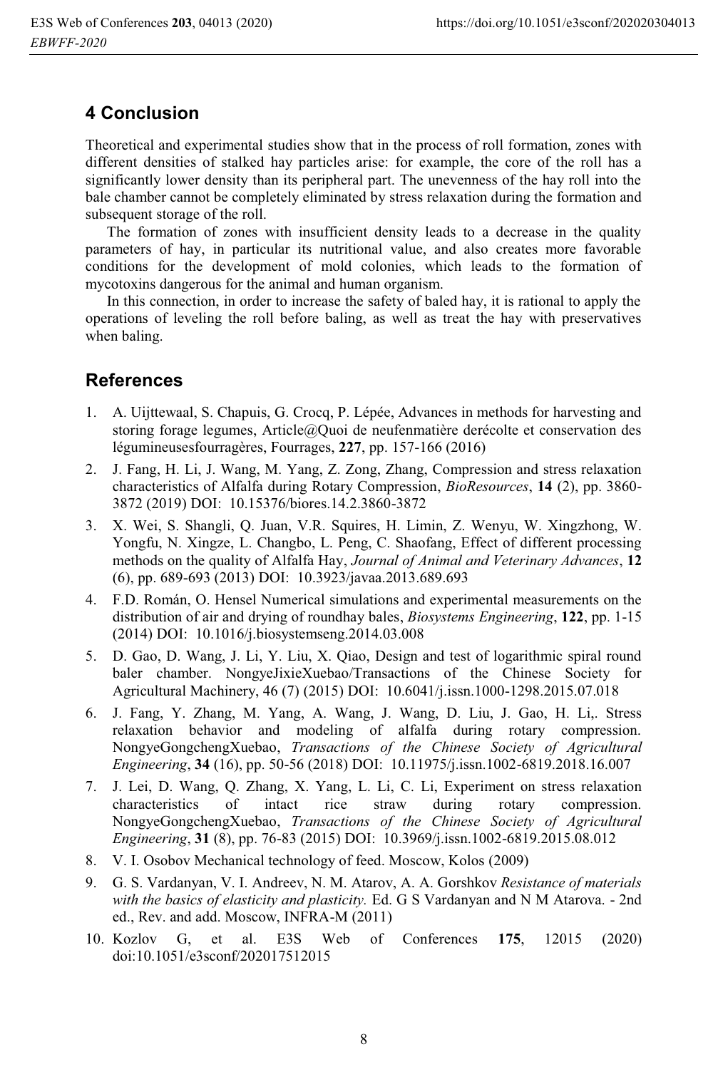## 4 Conclusion

Theoretical and experimental studies show that in the process of roll formation, zones with different densities of stalked hay particles arise: for example, the core of the roll has a significantly lower density than its peripheral part. The unevenness of the hay roll into the bale chamber cannot be completely eliminated by stress relaxation during the formation and subsequent storage of the roll.

The formation of zones with insufficient density leads to a decrease in the quality parameters of hay, in particular its nutritional value, and also creates more favorable conditions for the development of mold colonies, which leads to the formation of mycotoxins dangerous for the animal and human organism.

In this connection, in order to increase the safety of baled hay, it is rational to apply the operations of leveling the roll before baling, as well as treat the hay with preservatives when baling.

## References

1. A. Uijttewaal, S. Chapuis, G. Crocq, P. Lépée, Advances in methods for harvesting and storing forage legumes, Article@Quoi de neufenmatière derécolte et conservation des légumineusesfourragères, Fourrages, **227**, pp. 157-166 (2016)
2. J. Fang, H. Li, J. Wang, M. Yang, Z. Zong, Zhang, Compression and stress relaxation characteristics of Alfalfa during Rotary Compression, *BioResources*, **14** (2), pp. 3860-3872 (2019) DOI: 10.15376/biores.14.2.3860-3872
3. X. Wei, S. Shangli, Q. Juan, V.R. Squires, H. Limin, Z. Wenyu, W. Xingzhong, W. Yongfu, N. Xingze, L. Changbo, L. Peng, C. Shaofang, Effect of different processing methods on the quality of Alfalfa Hay, *Journal of Animal and Veterinary Advances*, **12** (6), pp. 689-693 (2013) DOI: 10.3923/javaa.2013.689.693
4. F.D. Román, O. Hensel Numerical simulations and experimental measurements on the distribution of air and drying of roundhay bales, *Biosystems Engineering*, **122**, pp. 1-15 (2014) DOI: 10.1016/j.biosystemseng.2014.03.008
5. D. Gao, D. Wang, J. Li, Y. Liu, X. Qiao, Design and test of logarithmic spiral round baler chamber. NongyeJixieXuebao/Transactions of the Chinese Society for Agricultural Machinery, 46 (7) (2015) DOI: 10.6041/j.issn.1000-1298.2015.07.018
6. J. Fang, Y. Zhang, M. Yang, A. Wang, J. Wang, D. Liu, J. Gao, H. Li,. Stress relaxation behavior and modeling of alfalfa during rotary compression. NongyeGongchengXuebao, *Transactions of the Chinese Society of Agricultural Engineering*, **34** (16), pp. 50-56 (2018) DOI: 10.11975/j.issn.1002-6819.2018.16.007
7. J. Lei, D. Wang, Q. Zhang, X. Yang, L. Li, C. Li, Experiment on stress relaxation characteristics of intact rice straw during rotary compression. NongyeGongchengXuebao, *Transactions of the Chinese Society of Agricultural Engineering*, **31** (8), pp. 76-83 (2015) DOI: 10.3969/j.issn.1002-6819.2015.08.012
8. V. I. Osobov Mechanical technology of feed. Moscow, Kolos (2009)
9. G. S. Vardanyan, V. I. Andreev, N. M. Atarov, A. A. Gorshkov *Resistance of materials with the basics of elasticity and plasticity.* Ed. G S Vardanyan and N M Atarova. - 2nd ed., Rev. and add. Moscow, INFRA-M (2011)
10. Kozlov G, et al. E3S Web of Conferences **175**, 12015 (2020) doi:10.1051/e3sconf/202017512015